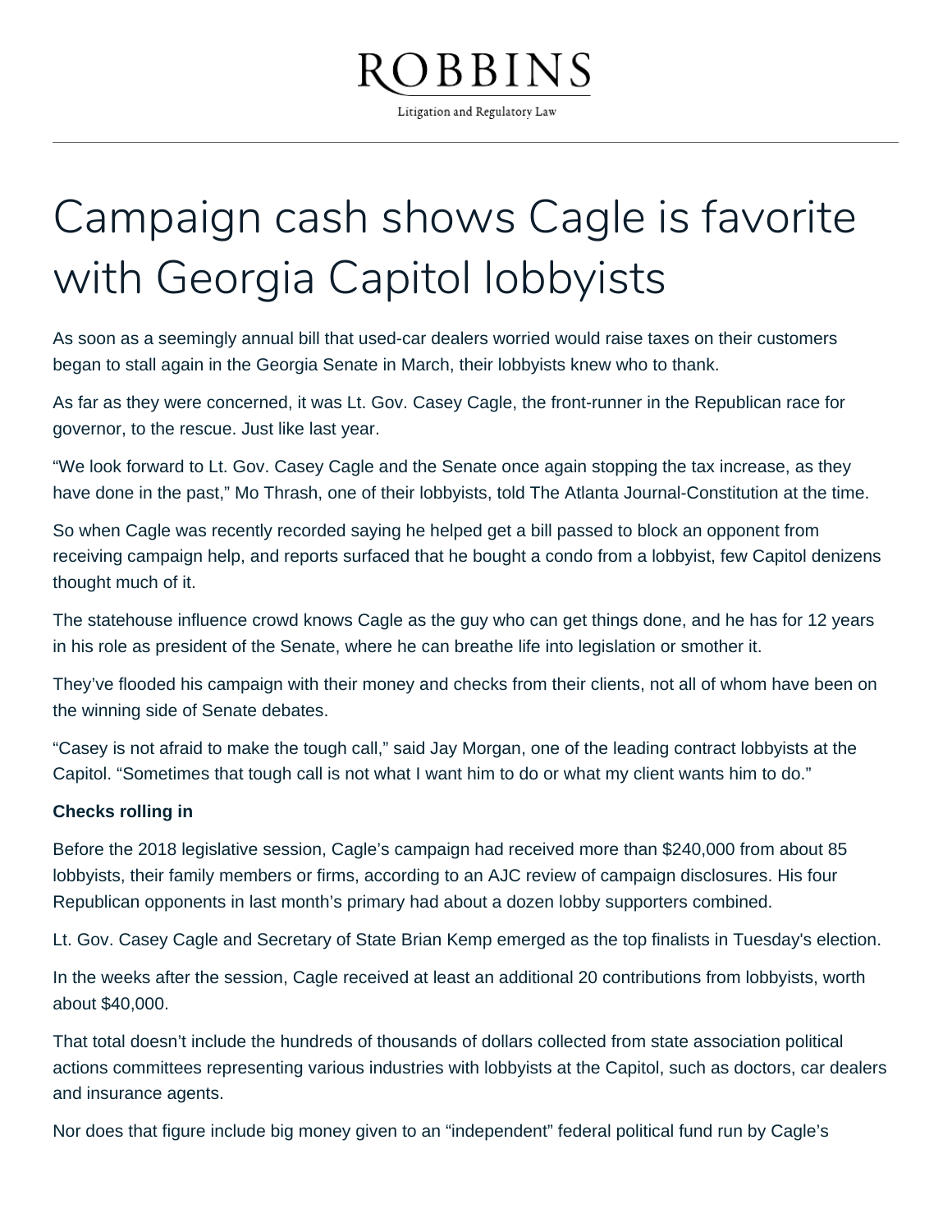# Campaign cash shows Cagle is favorite with Georgia Capitol lobbyists

As soon as a seemingly annual bill that used-car dealers worried would raise taxes on their customers began to stall again in the Georgia Senate in March, their lobbyists knew who to thank.

As far as they were concerned, it was Lt. Gov. Casey Cagle, the front-runner in the Republican race for governor, to the rescue. Just like last year.

"We look forward to Lt. Gov. Casey Cagle and the Senate once again stopping the tax increase, as they have done in the past," Mo Thrash, one of their lobbyists, told The Atlanta Journal-Constitution at the time.

So when Cagle was recently recorded saying he helped get a bill passed to block an opponent from receiving campaign help, and reports surfaced that he bought a condo from a lobbyist, few Capitol denizens thought much of it.

The statehouse influence crowd knows Cagle as the guy who can get things done, and he has for 12 years in his role as president of the Senate, where he can breathe life into legislation or smother it.

They've flooded his campaign with their money and checks from their clients, not all of whom have been on the winning side of Senate debates.

"Casey is not afraid to make the tough call," said Jay Morgan, one of the leading contract lobbyists at the Capitol. "Sometimes that tough call is not what I want him to do or what my client wants him to do."

**Checks rolling in**

Before the 2018 legislative session, Cagle's campaign had received more than $240,000 from about 85 lobbyists, their family members or firms, according to an AJC review of campaign disclosures. His four Republican opponents in last month's primary had about a dozen lobby supporters combined.

Lt. Gov. Casey Cagle and Secretary of State Brian Kemp emerged as the top finalists in Tuesday's election.

In the weeks after the session, Cagle received at least an additional 20 contributions from lobbyists, worth about $40,000.

That total doesn't include the hundreds of thousands of dollars collected from state association political actions committees representing various industries with lobbyists at the Capitol, such as doctors, car dealers and insurance agents.

Nor does that figure include big money given to an "independent" federal political fund run by Cagle's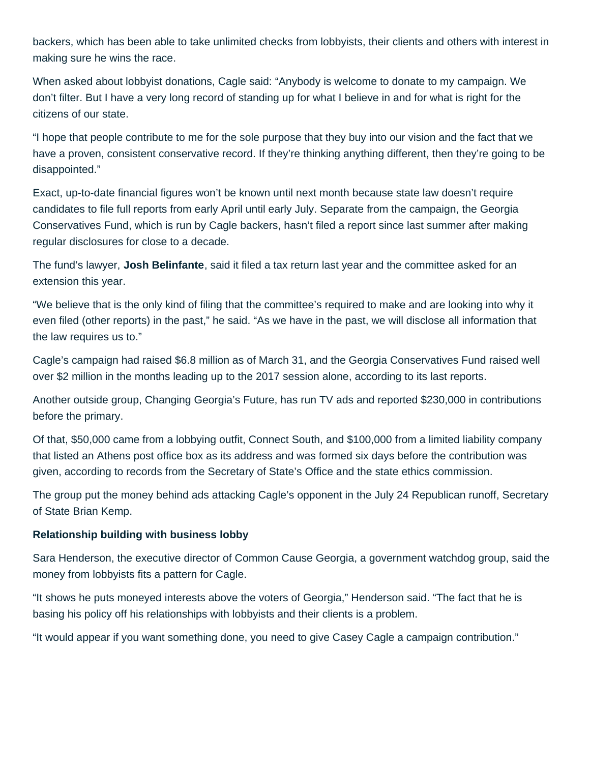backers, which has been able to take unlimited checks from lobbyists, their clients and others with interest in making sure he wins the race.

When asked about lobbyist donations, Cagle said: "Anybody is welcome to donate to my campaign. We don't filter. But I have a very long record of standing up for what I believe in and for what is right for the citizens of our state.

"I hope that people contribute to me for the sole purpose that they buy into our vision and the fact that we have a proven, consistent conservative record. If they're thinking anything different, then they're going to be disappointed."

Exact, up-to-date financial figures won't be known until next month because state law doesn't require candidates to file full reports from early April until early July. Separate from the campaign, the Georgia Conservatives Fund, which is run by Cagle backers, hasn't filed a report since last summer after making regular disclosures for close to a decade.

The fund's lawyer, **Josh Belinfante**, said it filed a tax return last year and the committee asked for an extension this year.

"We believe that is the only kind of filing that the committee's required to make and are looking into why it even filed (other reports) in the past," he said. "As we have in the past, we will disclose all information that the law requires us to."

Cagle's campaign had raised $6.8 million as of March 31, and the Georgia Conservatives Fund raised well over $2 million in the months leading up to the 2017 session alone, according to its last reports.

Another outside group, Changing Georgia's Future, has run TV ads and reported $230,000 in contributions before the primary.

Of that, $50,000 came from a lobbying outfit, Connect South, and $100,000 from a limited liability company that listed an Athens post office box as its address and was formed six days before the contribution was given, according to records from the Secretary of State's Office and the state ethics commission.

The group put the money behind ads attacking Cagle's opponent in the July 24 Republican runoff, Secretary of State Brian Kemp.

**Relationship building with business lobby**

Sara Henderson, the executive director of Common Cause Georgia, a government watchdog group, said the money from lobbyists fits a pattern for Cagle.

"It shows he puts moneyed interests above the voters of Georgia," Henderson said. "The fact that he is basing his policy off his relationships with lobbyists and their clients is a problem.

"It would appear if you want something done, you need to give Casey Cagle a campaign contribution."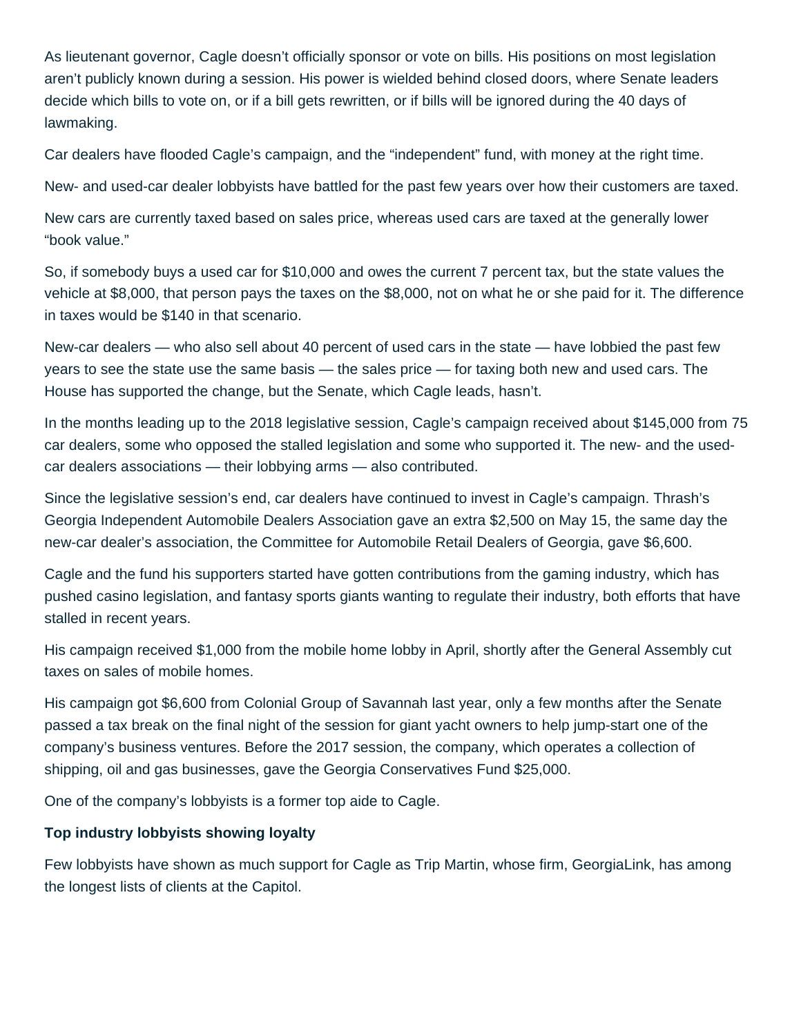As lieutenant governor, Cagle doesn't officially sponsor or vote on bills. His positions on most legislation aren't publicly known during a session. His power is wielded behind closed doors, where Senate leaders decide which bills to vote on, or if a bill gets rewritten, or if bills will be ignored during the 40 days of lawmaking.

Car dealers have flooded Cagle's campaign, and the "independent" fund, with money at the right time.

New- and used-car dealer lobbyists have battled for the past few years over how their customers are taxed.

New cars are currently taxed based on sales price, whereas used cars are taxed at the generally lower "book value."

So, if somebody buys a used car for $10,000 and owes the current 7 percent tax, but the state values the vehicle at $8,000, that person pays the taxes on the $8,000, not on what he or she paid for it. The difference in taxes would be $140 in that scenario.

New-car dealers — who also sell about 40 percent of used cars in the state — have lobbied the past few years to see the state use the same basis — the sales price — for taxing both new and used cars. The House has supported the change, but the Senate, which Cagle leads, hasn't.

In the months leading up to the 2018 legislative session, Cagle's campaign received about $145,000 from 75 car dealers, some who opposed the stalled legislation and some who supported it. The new- and the used-car dealers associations — their lobbying arms — also contributed.

Since the legislative session's end, car dealers have continued to invest in Cagle's campaign. Thrash's Georgia Independent Automobile Dealers Association gave an extra $2,500 on May 15, the same day the new-car dealer's association, the Committee for Automobile Retail Dealers of Georgia, gave $6,600.

Cagle and the fund his supporters started have gotten contributions from the gaming industry, which has pushed casino legislation, and fantasy sports giants wanting to regulate their industry, both efforts that have stalled in recent years.

His campaign received $1,000 from the mobile home lobby in April, shortly after the General Assembly cut taxes on sales of mobile homes.

His campaign got $6,600 from Colonial Group of Savannah last year, only a few months after the Senate passed a tax break on the final night of the session for giant yacht owners to help jump-start one of the company's business ventures. Before the 2017 session, the company, which operates a collection of shipping, oil and gas businesses, gave the Georgia Conservatives Fund $25,000.

One of the company's lobbyists is a former top aide to Cagle.

**Top industry lobbyists showing loyalty**

Few lobbyists have shown as much support for Cagle as Trip Martin, whose firm, GeorgiaLink, has among the longest lists of clients at the Capitol.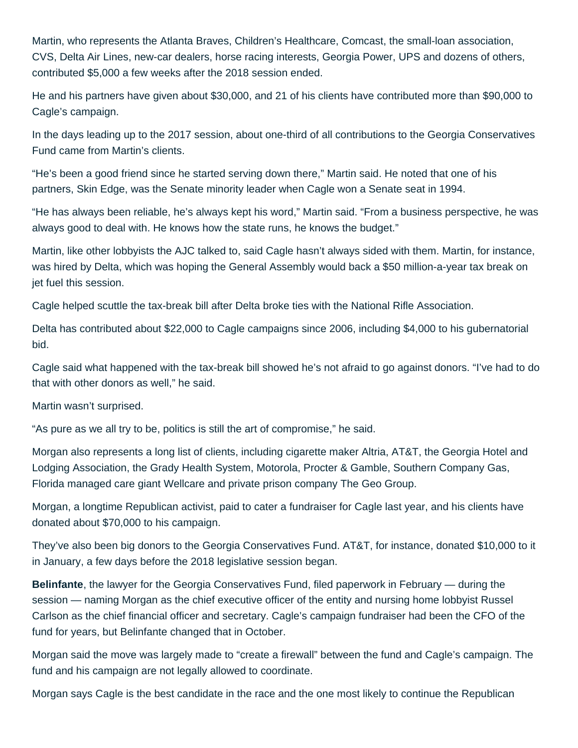Martin, who represents the Atlanta Braves, Children's Healthcare, Comcast, the small-loan association, CVS, Delta Air Lines, new-car dealers, horse racing interests, Georgia Power, UPS and dozens of others, contributed $5,000 a few weeks after the 2018 session ended.

He and his partners have given about $30,000, and 21 of his clients have contributed more than $90,000 to Cagle's campaign.

In the days leading up to the 2017 session, about one-third of all contributions to the Georgia Conservatives Fund came from Martin's clients.

"He's been a good friend since he started serving down there," Martin said. He noted that one of his partners, Skin Edge, was the Senate minority leader when Cagle won a Senate seat in 1994.

"He has always been reliable, he's always kept his word," Martin said. "From a business perspective, he was always good to deal with. He knows how the state runs, he knows the budget."

Martin, like other lobbyists the AJC talked to, said Cagle hasn't always sided with them. Martin, for instance, was hired by Delta, which was hoping the General Assembly would back a $50 million-a-year tax break on jet fuel this session.

Cagle helped scuttle the tax-break bill after Delta broke ties with the National Rifle Association.

Delta has contributed about $22,000 to Cagle campaigns since 2006, including $4,000 to his gubernatorial bid.

Cagle said what happened with the tax-break bill showed he's not afraid to go against donors. "I've had to do that with other donors as well," he said.

Martin wasn't surprised.

"As pure as we all try to be, politics is still the art of compromise," he said.

Morgan also represents a long list of clients, including cigarette maker Altria, AT&T, the Georgia Hotel and Lodging Association, the Grady Health System, Motorola, Procter & Gamble, Southern Company Gas, Florida managed care giant Wellcare and private prison company The Geo Group.

Morgan, a longtime Republican activist, paid to cater a fundraiser for Cagle last year, and his clients have donated about $70,000 to his campaign.

They've also been big donors to the Georgia Conservatives Fund. AT&T, for instance, donated $10,000 to it in January, a few days before the 2018 legislative session began.

**Belinfante**, the lawyer for the Georgia Conservatives Fund, filed paperwork in February — during the session — naming Morgan as the chief executive officer of the entity and nursing home lobbyist Russel Carlson as the chief financial officer and secretary. Cagle's campaign fundraiser had been the CFO of the fund for years, but Belinfante changed that in October.

Morgan said the move was largely made to "create a firewall" between the fund and Cagle's campaign. The fund and his campaign are not legally allowed to coordinate.

Morgan says Cagle is the best candidate in the race and the one most likely to continue the Republican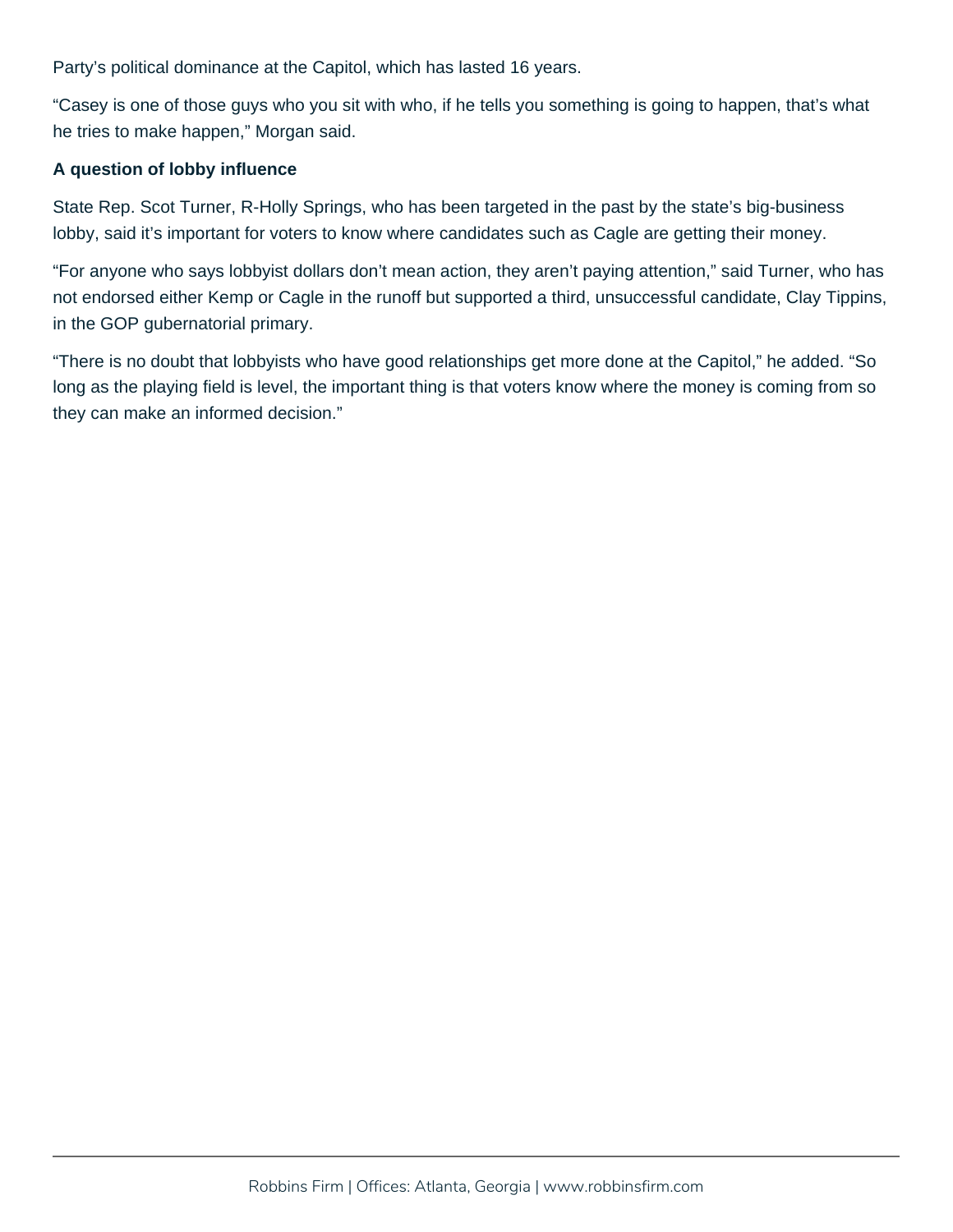Party's political dominance at the Capitol, which has lasted 16 years.

"Casey is one of those guys who you sit with who, if he tells you something is going to happen, that's what he tries to make happen," Morgan said.

**A question of lobby influence**

State Rep. Scot Turner, R-Holly Springs, who has been targeted in the past by the state's big-business lobby, said it's important for voters to know where candidates such as Cagle are getting their money.

"For anyone who says lobbyist dollars don't mean action, they aren't paying attention," said Turner, who has not endorsed either Kemp or Cagle in the runoff but supported a third, unsuccessful candidate, Clay Tippins, in the GOP gubernatorial primary.

"There is no doubt that lobbyists who have good relationships get more done at the Capitol," he added. "So long as the playing field is level, the important thing is that voters know where the money is coming from so they can make an informed decision."